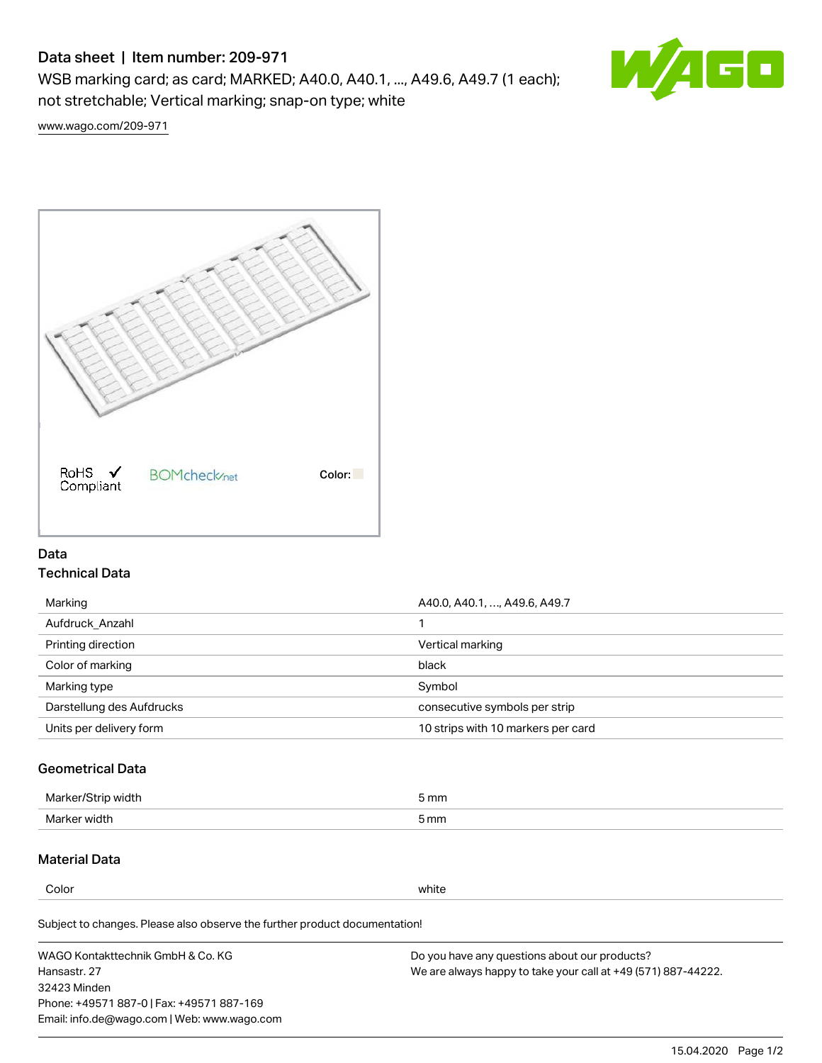# Data sheet | Item number: 209-971

WSB marking card; as card; MARKED; A40.0, A40.1, ..., A49.6, A49.7 (1 each); not stretchable; Vertical marking; snap-on type; white

www.wago.com/209-971

RoHS ✓ Compliant    BOMcheck.net    Color:

## Data

### Technical Data

| | |
|---|---|
| Marking | A40.0, A40.1, …, A49.6, A49.7 |
| Aufdruck_Anzahl | 1 |
| Printing direction | Vertical marking |
| Color of marking | black |
| Marking type | Symbol |
| Darstellung des Aufdrucks | consecutive symbols per strip |
| Units per delivery form | 10 strips with 10 markers per card |

### Geometrical Data

| | |
|---|---|
| Marker/Strip width | 5 mm |
| Marker width | 5 mm |

### Material Data

| | |
|---|---|
| Color | white |

Subject to changes. Please also observe the further product documentation!

WAGO Kontakttechnik GmbH & Co. KG
Hansastr. 27
32423 Minden
Phone: +49571 887-0 | Fax: +49571 887-169
Email: info.de@wago.com | Web: www.wago.com

Do you have any questions about our products?
We are always happy to take your call at +49 (571) 887-44222.

15.04.2020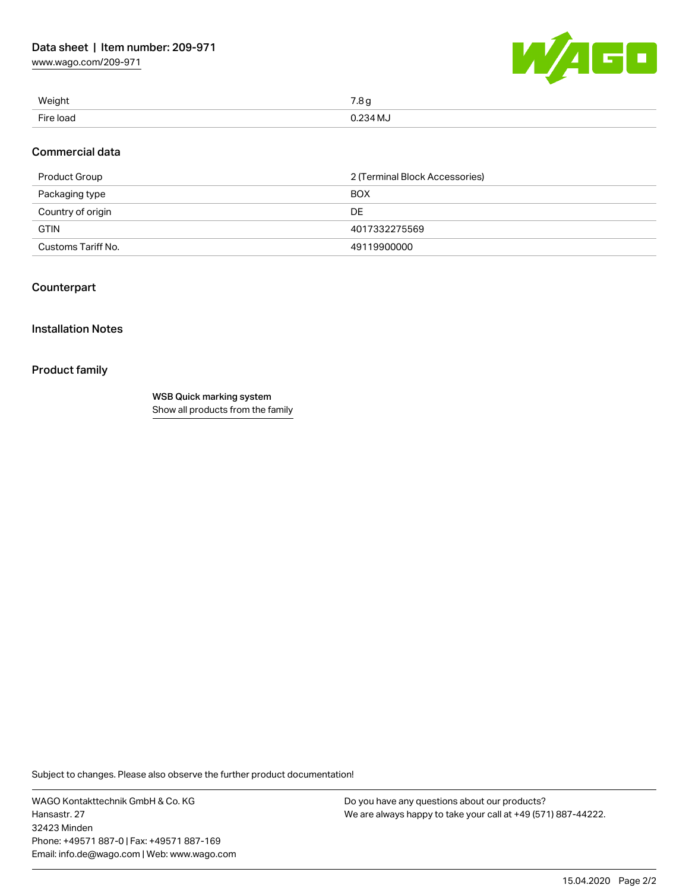| | |
|---|---|
| Weight | 7.8 g |
| Fire load | 0.234 MJ |

## Commercial data

| | |
|---|---|
| Product Group | 2 (Terminal Block Accessories) |
| Packaging type | BOX |
| Country of origin | DE |
| GTIN | 4017332275569 |
| Customs Tariff No. | 49119900000 |

## Counterpart

## Installation Notes

## Product family

**WSB Quick marking system**
Show all products from the family

Subject to changes. Please also observe the further product documentation!

WAGO Kontakttechnik GmbH & Co. KG
Hansastr. 27
32423 Minden
Phone: +49571 887-0 | Fax: +49571 887-169
Email: info.de@wago.com | Web: www.wago.com

Do you have any questions about our products?
We are always happy to take your call at +49 (571) 887-44222.

15.04.2020